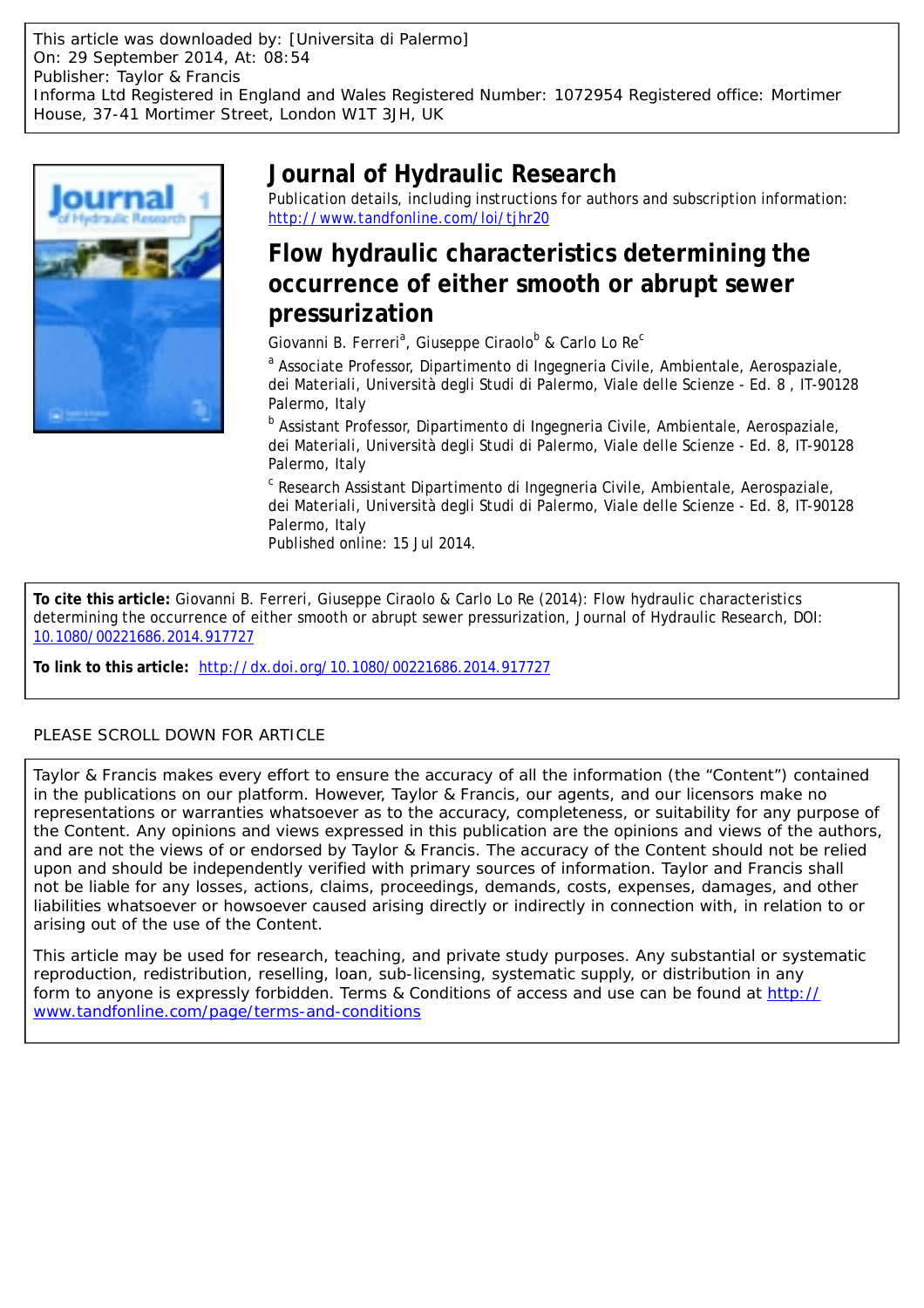This article was downloaded by: [Universita di Palermo]
On: 29 September 2014, At: 08:54
Publisher: Taylor & Francis
Informa Ltd Registered in England and Wales Registered Number: 1072954 Registered office: Mortimer House, 37-41 Mortimer Street, London W1T 3JH, UK

# Journal of Hydraulic Research

Publication details, including instructions for authors and subscription information:
http://www.tandfonline.com/loi/tjhr20

## Flow hydraulic characteristics determining the occurrence of either smooth or abrupt sewer pressurization

Giovanni B. Ferreri[a], Giuseppe Ciraolo[b] & Carlo Lo Re[c]

[a] Associate Professor, Dipartimento di Ingegneria Civile, Ambientale, Aerospaziale, dei Materiali, Università degli Studi di Palermo, Viale delle Scienze - Ed. 8 , IT-90128 Palermo, Italy

[b] Assistant Professor, Dipartimento di Ingegneria Civile, Ambientale, Aerospaziale, dei Materiali, Università degli Studi di Palermo, Viale delle Scienze - Ed. 8, IT-90128 Palermo, Italy

[c] Research Assistant Dipartimento di Ingegneria Civile, Ambientale, Aerospaziale, dei Materiali, Università degli Studi di Palermo, Viale delle Scienze - Ed. 8, IT-90128 Palermo, Italy

Published online: 15 Jul 2014.

**To cite this article:** Giovanni B. Ferreri, Giuseppe Ciraolo & Carlo Lo Re (2014): Flow hydraulic characteristics determining the occurrence of either smooth or abrupt sewer pressurization, Journal of Hydraulic Research, DOI: 10.1080/00221686.2014.917727

**To link to this article:** http://dx.doi.org/10.1080/00221686.2014.917727

PLEASE SCROLL DOWN FOR ARTICLE

Taylor & Francis makes every effort to ensure the accuracy of all the information (the "Content") contained in the publications on our platform. However, Taylor & Francis, our agents, and our licensors make no representations or warranties whatsoever as to the accuracy, completeness, or suitability for any purpose of the Content. Any opinions and views expressed in this publication are the opinions and views of the authors, and are not the views of or endorsed by Taylor & Francis. The accuracy of the Content should not be relied upon and should be independently verified with primary sources of information. Taylor and Francis shall not be liable for any losses, actions, claims, proceedings, demands, costs, expenses, damages, and other liabilities whatsoever or howsoever caused arising directly or indirectly in connection with, in relation to or arising out of the use of the Content.

This article may be used for research, teaching, and private study purposes. Any substantial or systematic reproduction, redistribution, reselling, loan, sub-licensing, systematic supply, or distribution in any form to anyone is expressly forbidden. Terms & Conditions of access and use can be found at http://www.tandfonline.com/page/terms-and-conditions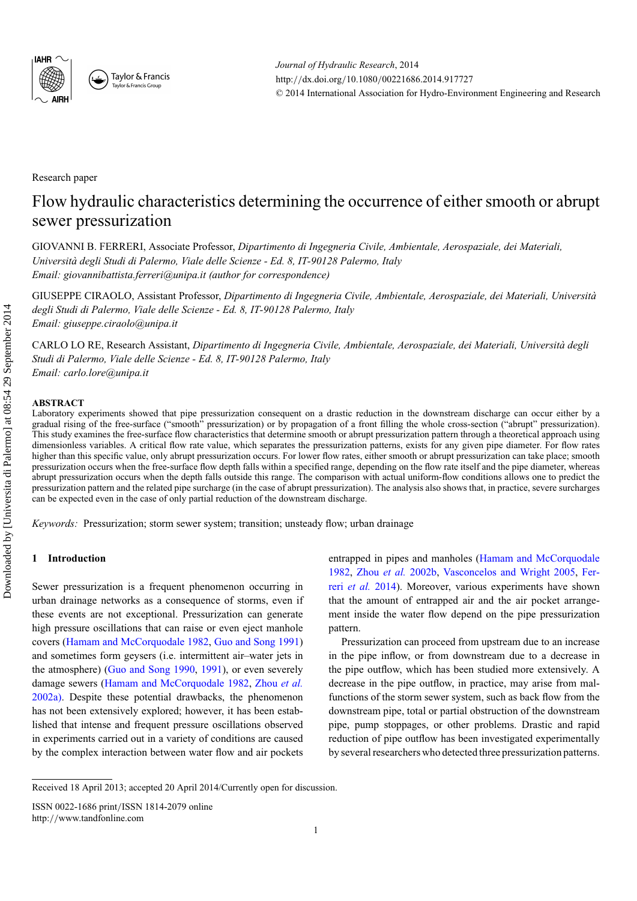Research paper

# Flow hydraulic characteristics determining the occurrence of either smooth or abrupt sewer pressurization

GIOVANNI B. FERRERI, Associate Professor, *Dipartimento di Ingegneria Civile, Ambientale, Aerospaziale, dei Materiali, Università degli Studi di Palermo, Viale delle Scienze - Ed. 8, IT-90128 Palermo, Italy*
*Email: giovannibattista.ferreri@unipa.it (author for correspondence)*

GIUSEPPE CIRAOLO, Assistant Professor, *Dipartimento di Ingegneria Civile, Ambientale, Aerospaziale, dei Materiali, Università degli Studi di Palermo, Viale delle Scienze - Ed. 8, IT-90128 Palermo, Italy*
*Email: giuseppe.ciraolo@unipa.it*

CARLO LO RE, Research Assistant, *Dipartimento di Ingegneria Civile, Ambientale, Aerospaziale, dei Materiali, Università degli Studi di Palermo, Viale delle Scienze - Ed. 8, IT-90128 Palermo, Italy*
*Email: carlo.lore@unipa.it*

## ABSTRACT

Laboratory experiments showed that pipe pressurization consequent on a drastic reduction in the downstream discharge can occur either by a gradual rising of the free-surface ("smooth" pressurization) or by propagation of a front filling the whole cross-section ("abrupt" pressurization). This study examines the free-surface flow characteristics that determine smooth or abrupt pressurization pattern through a theoretical approach using dimensionless variables. A critical flow rate value, which separates the pressurization patterns, exists for any given pipe diameter. For flow rates higher than this specific value, only abrupt pressurization occurs. For lower flow rates, either smooth or abrupt pressurization can take place; smooth pressurization occurs when the free-surface flow depth falls within a specified range, depending on the flow rate itself and the pipe diameter, whereas abrupt pressurization occurs when the depth falls outside this range. The comparison with actual uniform-flow conditions allows one to predict the pressurization pattern and the related pipe surcharge (in the case of abrupt pressurization). The analysis also shows that, in practice, severe surcharges can be expected even in the case of only partial reduction of the downstream discharge.

*Keywords:* Pressurization; storm sewer system; transition; unsteady flow; urban drainage

## 1 Introduction

Sewer pressurization is a frequent phenomenon occurring in urban drainage networks as a consequence of storms, even if these events are not exceptional. Pressurization can generate high pressure oscillations that can raise or even eject manhole covers (Hamam and McCorquodale 1982, Guo and Song 1991) and sometimes form geysers (i.e. intermittent air–water jets in the atmosphere) (Guo and Song 1990, 1991), or even severely damage sewers (Hamam and McCorquodale 1982, Zhou *et al.* 2002a). Despite these potential drawbacks, the phenomenon has not been extensively explored; however, it has been established that intense and frequent pressure oscillations observed in experiments carried out in a variety of conditions are caused by the complex interaction between water flow and air pockets entrapped in pipes and manholes (Hamam and McCorquodale 1982, Zhou *et al.* 2002b, Vasconcelos and Wright 2005, Ferreri *et al.* 2014). Moreover, various experiments have shown that the amount of entrapped air and the air pocket arrangement inside the water flow depend on the pipe pressurization pattern.

Pressurization can proceed from upstream due to an increase in the pipe inflow, or from downstream due to a decrease in the pipe outflow, which has been studied more extensively. A decrease in the pipe outflow, in practice, may arise from malfunctions of the storm sewer system, such as back flow from the downstream pipe, total or partial obstruction of the downstream pipe, pump stoppages, or other problems. Drastic and rapid reduction of pipe outflow has been investigated experimentally by several researchers who detected three pressurization patterns.

Received 18 April 2013; accepted 20 April 2014/Currently open for discussion.

ISSN 0022-1686 print/ISSN 1814-2079 online
http://www.tandfonline.com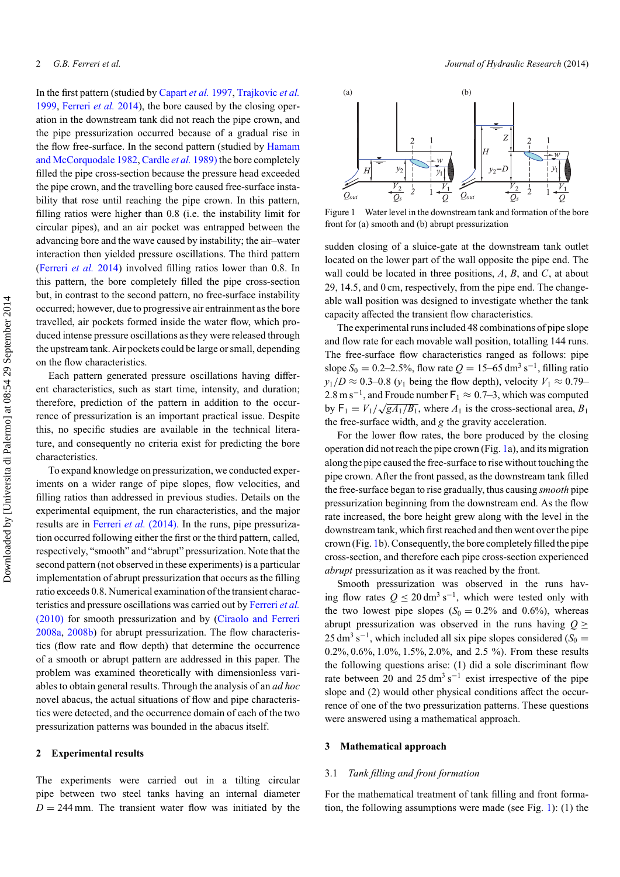In the first pattern (studied by Capart *et al.* 1997, Trajkovic *et al.* 1999, Ferreri *et al.* 2014), the bore caused by the closing operation in the downstream tank did not reach the pipe crown, and the pipe pressurization occurred because of a gradual rise in the flow free-surface. In the second pattern (studied by Hamam and McCorquodale 1982, Cardle *et al.* 1989) the bore completely filled the pipe cross-section because the pressure head exceeded the pipe crown, and the travelling bore caused free-surface instability that rose until reaching the pipe crown. In this pattern, filling ratios were higher than 0.8 (i.e. the instability limit for circular pipes), and an air pocket was entrapped between the advancing bore and the wave caused by instability; the air–water interaction then yielded pressure oscillations. The third pattern (Ferreri *et al.* 2014) involved filling ratios lower than 0.8. In this pattern, the bore completely filled the pipe cross-section but, in contrast to the second pattern, no free-surface instability occurred; however, due to progressive air entrainment as the bore travelled, air pockets formed inside the water flow, which produced intense pressure oscillations as they were released through the upstream tank. Air pockets could be large or small, depending on the flow characteristics.

Each pattern generated pressure oscillations having different characteristics, such as start time, intensity, and duration; therefore, prediction of the pattern in addition to the occurrence of pressurization is an important practical issue. Despite this, no specific studies are available in the technical literature, and consequently no criteria exist for predicting the bore characteristics.

To expand knowledge on pressurization, we conducted experiments on a wider range of pipe slopes, flow velocities, and filling ratios than addressed in previous studies. Details on the experimental equipment, the run characteristics, and the major results are in Ferreri *et al.* (2014). In the runs, pipe pressurization occurred following either the first or the third pattern, called, respectively, "smooth" and "abrupt" pressurization. Note that the second pattern (not observed in these experiments) is a particular implementation of abrupt pressurization that occurs as the filling ratio exceeds 0.8. Numerical examination of the transient characteristics and pressure oscillations was carried out by Ferreri *et al.* (2010) for smooth pressurization and by (Ciraolo and Ferreri 2008a, 2008b) for abrupt pressurization. The flow characteristics (flow rate and flow depth) that determine the occurrence of a smooth or abrupt pattern are addressed in this paper. The problem was examined theoretically with dimensionless variables to obtain general results. Through the analysis of an *ad hoc* novel abacus, the actual situations of flow and pipe characteristics were detected, and the occurrence domain of each of the two pressurization patterns was bounded in the abacus itself.

## 2 Experimental results

The experiments were carried out in a tilting circular pipe between two steel tanks having an internal diameter $D = 244$ mm. The transient water flow was initiated by the sudden closing of a sluice-gate at the downstream tank outlet located on the lower part of the wall opposite the pipe end. The wall could be located in three positions, $A$, $B$, and $C$, at about 29, 14.5, and 0 cm, respectively, from the pipe end. The changeable wall position was designed to investigate whether the tank capacity affected the transient flow characteristics.

(a)

(b)

$Q_{out}$ $H$ $y_2$ $y_1$ 2 1 $w$ $V_2$ $Q_s$ $V_1$ $Q$

$Q_{out}$ $H$ $Z$ $y_2=D$ $y_1$ 2 1 $w$ $V_2$ $Q_s$ $V_1$ $Q$

Figure 1 Water level in the downstream tank and formation of the bore front for (a) smooth and (b) abrupt pressurization

The experimental runs included 48 combinations of pipe slope and flow rate for each movable wall position, totalling 144 runs. The free-surface flow characteristics ranged as follows: pipe slope $S_0 = 0.2$–$2.5\%$, flow rate $Q = 15$–$65\ \mathrm{dm^3\,s^{-1}}$, filling ratio $y_1/D \approx 0.3$–$0.8$ ($y_1$ being the flow depth), velocity $V_1 \approx 0.79$–$2.8\ \mathrm{m\,s^{-1}}$, and Froude number $\mathsf{F}_1 \approx 0.7$–$3$, which was computed by $\mathsf{F}_1 = V_1/\sqrt{gA_1/B_1}$, where $A_1$ is the cross-sectional area, $B_1$ the free-surface width, and $g$ the gravity acceleration.

For the lower flow rates, the bore produced by the closing operation did not reach the pipe crown (Fig. 1a), and its migration along the pipe caused the free-surface to rise without touching the pipe crown. After the front passed, as the downstream tank filled the free-surface began to rise gradually, thus causing *smooth* pipe pressurization beginning from the downstream end. As the flow rate increased, the bore height grew along with the level in the downstream tank, which first reached and then went over the pipe crown (Fig. 1b). Consequently, the bore completely filled the pipe cross-section, and therefore each pipe cross-section experienced *abrupt* pressurization as it was reached by the front.

Smooth pressurization was observed in the runs having flow rates $Q \leq 20\ \mathrm{dm^3\,s^{-1}}$, which were tested only with the two lowest pipe slopes ($S_0 = 0.2\%$ and $0.6\%$), whereas abrupt pressurization was observed in the runs having $Q \geq 25\ \mathrm{dm^3\,s^{-1}}$, which included all six pipe slopes considered ($S_0 = 0.2\%, 0.6\%, 1.0\%, 1.5\%, 2.0\%$, and $2.5\ \%$). From these results the following questions arise: (1) did a sole discriminant flow rate between 20 and $25\ \mathrm{dm^3\,s^{-1}}$ exist irrespective of the pipe slope and (2) would other physical conditions affect the occurrence of one of the two pressurization patterns? These questions were answered using a mathematical approach.

## 3 Mathematical approach

### 3.1 *Tank filling and front formation*

For the mathematical treatment of tank filling and front formation, the following assumptions were made (see Fig. 1): (1) the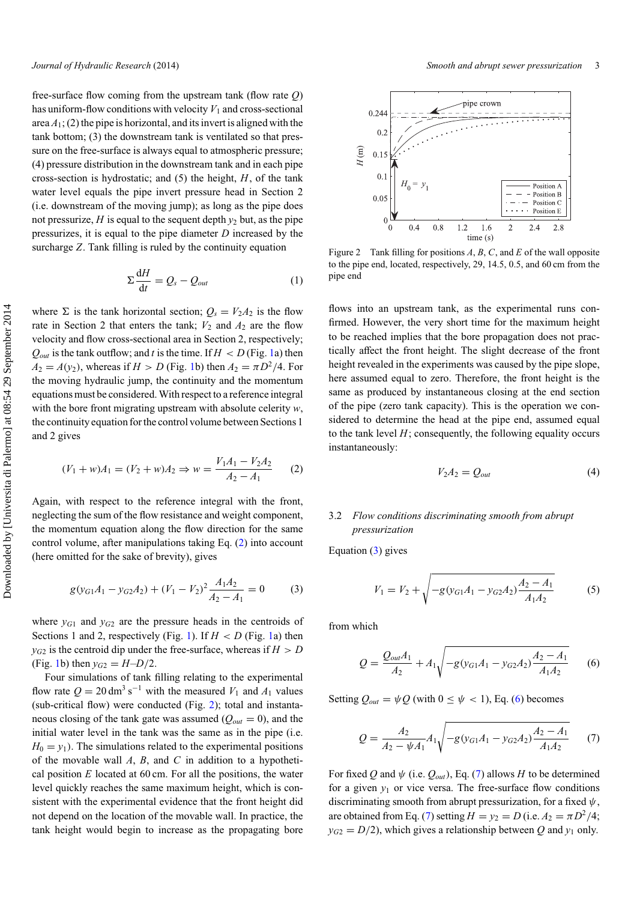free-surface flow coming from the upstream tank (flow rate $Q$) has uniform-flow conditions with velocity $V_1$ and cross-sectional area $A_1$; (2) the pipe is horizontal, and its invert is aligned with the tank bottom; (3) the downstream tank is ventilated so that pressure on the free-surface is always equal to atmospheric pressure; (4) pressure distribution in the downstream tank and in each pipe cross-section is hydrostatic; and (5) the height, $H$, of the tank water level equals the pipe invert pressure head in Section 2 (i.e. downstream of the moving jump); as long as the pipe does not pressurize, $H$ is equal to the sequent depth $y_2$ but, as the pipe pressurizes, it is equal to the pipe diameter $D$ increased by the surcharge $Z$. Tank filling is ruled by the continuity equation

$$\Sigma \frac{\mathrm{d}H}{\mathrm{d}t} = Q_s - Q_{out} \tag{1}$$

where $\Sigma$ is the tank horizontal section; $Q_s = V_2 A_2$ is the flow rate in Section 2 that enters the tank; $V_2$ and $A_2$ are the flow velocity and flow cross-sectional area in Section 2, respectively; $Q_{out}$ is the tank outflow; and $t$ is the time. If $H < D$ (Fig. 1a) then $A_2 = A(y_2)$, whereas if $H > D$ (Fig. 1b) then $A_2 = \pi D^2/4$. For the moving hydraulic jump, the continuity and the momentum equations must be considered. With respect to a reference integral with the bore front migrating upstream with absolute celerity $w$, the continuity equation for the control volume between Sections 1 and 2 gives

$$(V_1 + w)A_1 = (V_2 + w)A_2 \Rightarrow w = \frac{V_1 A_1 - V_2 A_2}{A_2 - A_1} \tag{2}$$

Again, with respect to the reference integral with the front, neglecting the sum of the flow resistance and weight component, the momentum equation along the flow direction for the same control volume, after manipulations taking Eq. (2) into account (here omitted for the sake of brevity), gives

$$g(y_{G1}A_1 - y_{G2}A_2) + (V_1 - V_2)^2 \frac{A_1 A_2}{A_2 - A_1} = 0 \tag{3}$$

where $y_{G1}$ and $y_{G2}$ are the pressure heads in the centroids of Sections 1 and 2, respectively (Fig. 1). If $H < D$ (Fig. 1a) then $y_{G2}$ is the centroid dip under the free-surface, whereas if $H > D$ (Fig. 1b) then $y_{G2} = H–D/2$.

Four simulations of tank filling relating to the experimental flow rate $Q = 20\,\mathrm{dm}^3\,\mathrm{s}^{-1}$ with the measured $V_1$ and $A_1$ values (sub-critical flow) were conducted (Fig. 2); total and instantaneous closing of the tank gate was assumed ($Q_{out} = 0$), and the initial water level in the tank was the same as in the pipe (i.e. $H_0 = y_1$). The simulations related to the experimental positions of the movable wall $A$, $B$, and $C$ in addition to a hypothetical position $E$ located at 60 cm. For all the positions, the water level quickly reaches the same maximum height, which is consistent with the experimental evidence that the front height did not depend on the location of the movable wall. In practice, the tank height would begin to increase as the propagating bore

pipe crown
0.244
0.2
0.15
0.1
0.05
0
$H$ (m)
$H_0 = y_1$
0 0.4 0.8 1.2 1.6 2 2.4 2.8
time (s)
Position A
Position B
Position C
Position E

Figure 2 Tank filling for positions $A$, $B$, $C$, and $E$ of the wall opposite to the pipe end, located, respectively, 29, 14.5, 0.5, and 60 cm from the pipe end

flows into an upstream tank, as the experimental runs confirmed. However, the very short time for the maximum height to be reached implies that the bore propagation does not practically affect the front height. The slight decrease of the front height revealed in the experiments was caused by the pipe slope, here assumed equal to zero. Therefore, the front height is the same as produced by instantaneous closing at the end section of the pipe (zero tank capacity). This is the operation we considered to determine the head at the pipe end, assumed equal to the tank level $H$; consequently, the following equality occurs instantaneously:

$$V_2 A_2 = Q_{out} \tag{4}$$

### 3.2 *Flow conditions discriminating smooth from abrupt pressurization*

Equation (3) gives

$$V_1 = V_2 + \sqrt{-g(y_{G1}A_1 - y_{G2}A_2)\frac{A_2 - A_1}{A_1 A_2}} \tag{5}$$

from which

$$Q = \frac{Q_{out}A_1}{A_2} + A_1\sqrt{-g(y_{G1}A_1 - y_{G2}A_2)\frac{A_2 - A_1}{A_1 A_2}} \tag{6}$$

Setting $Q_{out} = \psi Q$ (with $0 \leq \psi < 1$), Eq. (6) becomes

$$Q = \frac{A_2}{A_2 - \psi A_1} A_1 \sqrt{-g(y_{G1}A_1 - y_{G2}A_2)\frac{A_2 - A_1}{A_1 A_2}} \tag{7}$$

For fixed $Q$ and $\psi$ (i.e. $Q_{out}$), Eq. (7) allows $H$ to be determined for a given $y_1$ or vice versa. The free-surface flow conditions discriminating smooth from abrupt pressurization, for a fixed $\psi$, are obtained from Eq. (7) setting $H = y_2 = D$ (i.e. $A_2 = \pi D^2/4$; $y_{G2} = D/2$), which gives a relationship between $Q$ and $y_1$ only.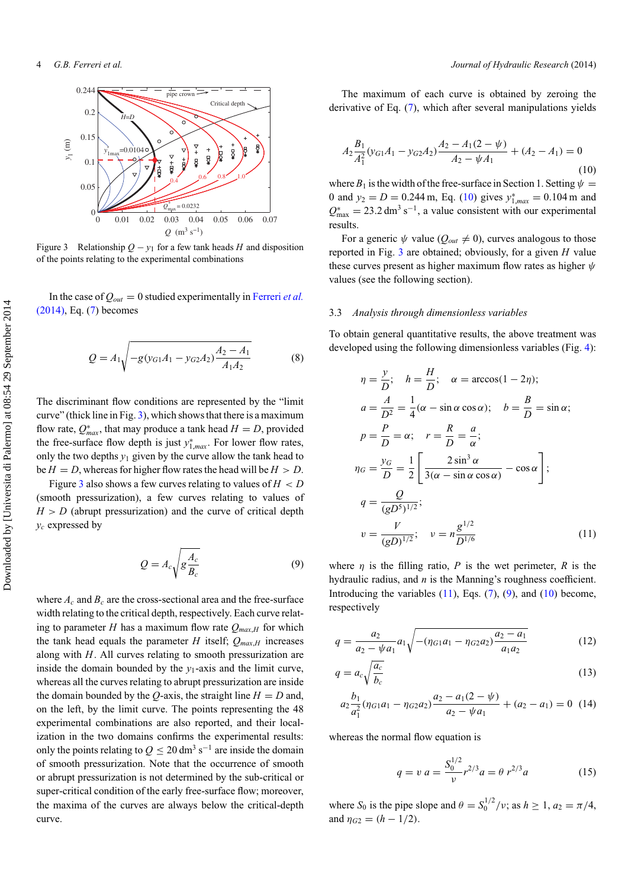Figure 3 Relationship $Q - y_1$ for a few tank heads $H$ and disposition of the points relating to the experimental combinations

In the case of $Q_{out} = 0$ studied experimentally in Ferreri *et al.* (2014), Eq. (7) becomes

$$Q = A_1\sqrt{-g(y_{G1}A_1 - y_{G2}A_2)\frac{A_2 - A_1}{A_1 A_2}} \tag{8}$$

The discriminant flow conditions are represented by the "limit curve" (thick line in Fig. 3), which shows that there is a maximum flow rate, $Q^*_{max}$, that may produce a tank head $H = D$, provided the free-surface flow depth is just $y^*_{1,max}$. For lower flow rates, only the two depths $y_1$ given by the curve allow the tank head to be $H = D$, whereas for higher flow rates the head will be $H > D$.

Figure 3 also shows a few curves relating to values of $H < D$ (smooth pressurization), a few curves relating to values of $H > D$ (abrupt pressurization) and the curve of critical depth $y_c$ expressed by

$$Q = A_c\sqrt{g\frac{A_c}{B_c}} \tag{9}$$

where $A_c$ and $B_c$ are the cross-sectional area and the free-surface width relating to the critical depth, respectively. Each curve relating to parameter $H$ has a maximum flow rate $Q_{max,H}$ for which the tank head equals the parameter $H$ itself; $Q_{max,H}$ increases along with $H$. All curves relating to smooth pressurization are inside the domain bounded by the $y_1$-axis and the limit curve, whereas all the curves relating to abrupt pressurization are inside the domain bounded by the $Q$-axis, the straight line $H = D$ and, on the left, by the limit curve. The points representing the 48 experimental combinations are also reported, and their localization in the two domains confirms the experimental results: only the points relating to $Q \leq 20$ dm$^3$ s$^{-1}$ are inside the domain of smooth pressurization. Note that the occurrence of smooth or abrupt pressurization is not determined by the sub-critical or super-critical condition of the early free-surface flow; moreover, the maxima of the curves are always below the critical-depth curve.

The maximum of each curve is obtained by zeroing the derivative of Eq. (7), which after several manipulations yields

$$A_2\frac{B_1}{A_1^2}(y_{G1}A_1 - y_{G2}A_2)\frac{A_2 - A_1(2-\psi)}{A_2 - \psi A_1} + (A_2 - A_1) = 0 \tag{10}$$

where $B_1$ is the width of the free-surface in Section 1. Setting $\psi = 0$ and $y_2 = D = 0.244$ m, Eq. (10) gives $y^*_{1,max} = 0.104$ m and $Q^*_{\max} = 23.2$ dm$^3$ s$^{-1}$, a value consistent with our experimental results.

For a generic $\psi$ value ($Q_{out} \neq 0$), curves analogous to those reported in Fig. 3 are obtained; obviously, for a given $H$ value these curves present as higher maximum flow rates as higher $\psi$ values (see the following section).

### 3.3 *Analysis through dimensionless variables*

To obtain general quantitative results, the above treatment was developed using the following dimensionless variables (Fig. 4):

$$\begin{aligned}
&\eta = \frac{y}{D}; \quad h = \frac{H}{D}; \quad \alpha = \arccos(1 - 2\eta);\\
&a = \frac{A}{D^2} = \frac{1}{4}(\alpha - \sin\alpha\cos\alpha); \quad b = \frac{B}{D} = \sin\alpha;\\
&p = \frac{P}{D} = \alpha; \quad r = \frac{R}{D} = \frac{a}{\alpha};\\
&\eta_G = \frac{y_G}{D} = \frac{1}{2}\left[\frac{2\sin^3\alpha}{3(\alpha - \sin\alpha\cos\alpha)} - \cos\alpha\right];\\
&q = \frac{Q}{(gD^5)^{1/2}};\\
&v = \frac{V}{(gD)^{1/2}}; \quad \nu = n\frac{g^{1/2}}{D^{1/6}}
\end{aligned} \tag{11}$$

where $\eta$ is the filling ratio, $P$ is the wet perimeter, $R$ is the hydraulic radius, and $n$ is the Manning's roughness coefficient. Introducing the variables (11), Eqs. (7), (9), and (10) become, respectively

$$q = \frac{a_2}{a_2 - \psi a_1}a_1\sqrt{-(\eta_{G1}a_1 - \eta_{G2}a_2)\frac{a_2 - a_1}{a_1 a_2}} \tag{12}$$

$$q = a_c\sqrt{\frac{a_c}{b_c}} \tag{13}$$

$$a_2\frac{b_1}{a_1^2}(\eta_{G1}a_1 - \eta_{G2}a_2)\frac{a_2 - a_1(2-\psi)}{a_2 - \psi a_1} + (a_2 - a_1) = 0 \tag{14}$$

whereas the normal flow equation is

$$q = v\,a = \frac{S_0^{1/2}}{\nu}r^{2/3}a = \theta\, r^{2/3}a \tag{15}$$

where $S_0$ is the pipe slope and $\theta = S_0^{1/2}/\nu$; as $h \geq 1$, $a_2 = \pi/4$, and $\eta_{G2} = (h - 1/2)$.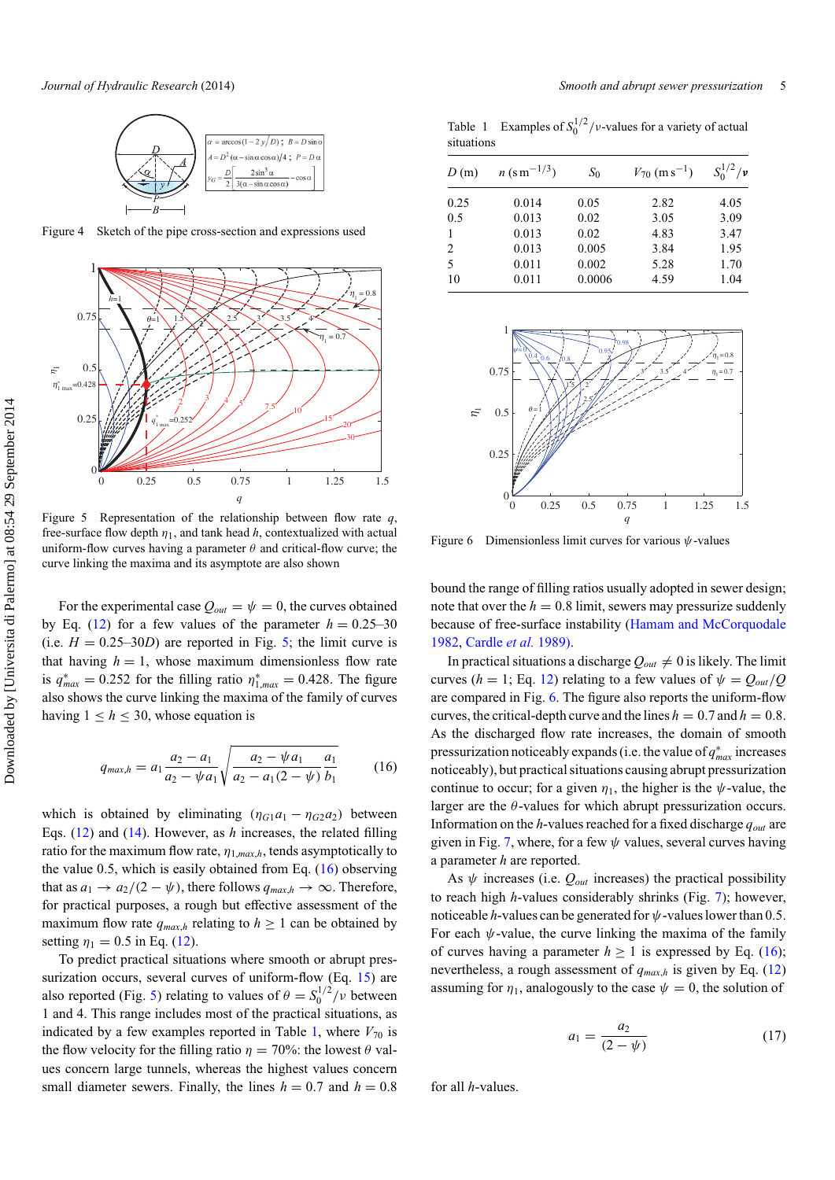$\alpha = \arccos(1-2y/D)$ ; $B = D\sin\alpha$

$A = D^2(\alpha - \sin\alpha\cos\alpha)/4$ ; $P = D\alpha$

$y_G = \frac{D}{2}\left[\frac{2\sin^3\alpha}{3(\alpha-\sin\alpha\cos\alpha)} - \cos\alpha\right]$

Figure 4 Sketch of the pipe cross-section and expressions used

Figure 5 Representation of the relationship between flow rate $q$, free-surface flow depth $\eta_1$, and tank head $h$, contextualized with actual uniform-flow curves having a parameter $\theta$ and critical-flow curve; the curve linking the maxima and its asymptote are also shown

For the experimental case $Q_{out} = \psi = 0$, the curves obtained by Eq. (12) for a few values of the parameter $h = 0.25$–30 (i.e. $H = 0.25$–$30D$) are reported in Fig. 5; the limit curve is that having $h = 1$, whose maximum dimensionless flow rate is $q^*_{max} = 0.252$ for the filling ratio $\eta^*_{1,max} = 0.428$. The figure also shows the curve linking the maxima of the family of curves having $1 \le h \le 30$, whose equation is

$$q_{max,h} = a_1 \frac{a_2 - a_1}{a_2 - \psi a_1} \sqrt{\frac{a_2 - \psi a_1}{a_2 - a_1(2-\psi)} \frac{a_1}{b_1}} \tag{16}$$

which is obtained by eliminating $(\eta_{G1}a_1 - \eta_{G2}a_2)$ between Eqs. (12) and (14). However, as $h$ increases, the related filling ratio for the maximum flow rate, $\eta_{1,max,h}$, tends asymptotically to the value 0.5, which is easily obtained from Eq. (16) observing that as $a_1 \to a_2/(2-\psi)$, there follows $q_{max,h} \to \infty$. Therefore, for practical purposes, a rough but effective assessment of the maximum flow rate $q_{max,h}$ relating to $h \ge 1$ can be obtained by setting $\eta_1 = 0.5$ in Eq. (12).

To predict practical situations where smooth or abrupt pressurization occurs, several curves of uniform-flow (Eq. 15) are also reported (Fig. 5) relating to values of $\theta = S_0^{1/2}/\nu$ between 1 and 4. This range includes most of the practical situations, as indicated by a few examples reported in Table 1, where $V_{70}$ is the flow velocity for the filling ratio $\eta = 70\%$: the lowest $\theta$ values concern large tunnels, whereas the highest values concern small diameter sewers. Finally, the lines $h = 0.7$ and $h = 0.8$ bound the range of filling ratios usually adopted in sewer design; note that over the $h = 0.8$ limit, sewers may pressurize suddenly because of free-surface instability (Hamam and McCorquodale 1982, Cardle *et al.* 1989).

Table 1 Examples of $S_0^{1/2}/\nu$-values for a variety of actual situations

| $D$ (m) | $n$ (s m$^{-1/3}$) | $S_0$ | $V_{70}$ (m s$^{-1}$) | $S_0^{1/2}/\nu$ |
|---|---|---|---|---|
| 0.25 | 0.014 | 0.05 | 2.82 | 4.05 |
| 0.5 | 0.013 | 0.02 | 3.05 | 3.09 |
| 1 | 0.013 | 0.02 | 4.83 | 3.47 |
| 2 | 0.013 | 0.005 | 3.84 | 1.95 |
| 5 | 0.011 | 0.002 | 5.28 | 1.70 |
| 10 | 0.011 | 0.0006 | 4.59 | 1.04 |

Figure 6 Dimensionless limit curves for various $\psi$-values

In practical situations a discharge $Q_{out} \neq 0$ is likely. The limit curves ($h = 1$; Eq. 12) relating to a few values of $\psi = Q_{out}/Q$ are compared in Fig. 6. The figure also reports the uniform-flow curves, the critical-depth curve and the lines $h = 0.7$ and $h = 0.8$. As the discharged flow rate increases, the domain of smooth pressurization noticeably expands (i.e. the value of $q^*_{max}$ increases noticeably), but practical situations causing abrupt pressurization continue to occur; for a given $\eta_1$, the higher is the $\psi$-value, the larger are the $\theta$-values for which abrupt pressurization occurs. Information on the $h$-values reached for a fixed discharge $q_{out}$ are given in Fig. 7, where, for a few $\psi$ values, several curves having a parameter $h$ are reported.

As $\psi$ increases (i.e. $Q_{out}$ increases) the practical possibility to reach high $h$-values considerably shrinks (Fig. 7); however, noticeable $h$-values can be generated for $\psi$-values lower than 0.5. For each $\psi$-value, the curve linking the maxima of the family of curves having a parameter $h \ge 1$ is expressed by Eq. (16); nevertheless, a rough assessment of $q_{max,h}$ is given by Eq. (12) assuming for $\eta_1$, analogously to the case $\psi = 0$, the solution of

$$a_1 = \frac{a_2}{(2-\psi)} \tag{17}$$

for all $h$-values.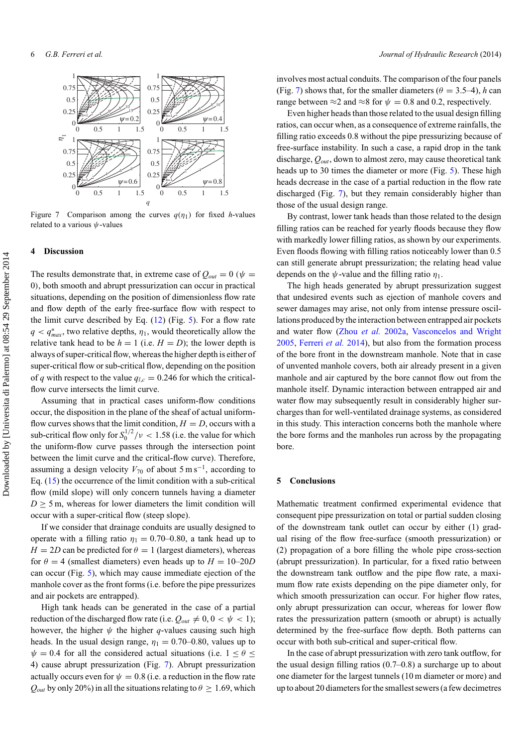1
0.75
0.5
0.25
0
0 0.5 1 1.5
$\psi=0.2$

1
0.75
0.5
0.25
0
0 0.5 1 1.5
$\psi=0.4$

$\eta_1$

1
0.75
0.5
0.25
0
0 0.5 1 1.5
$\psi=0.6$

1
0.75
0.5
0.25
0
0 0.5 1 1.5
$\psi=0.8$

$q$

Figure 7 Comparison among the curves $q(\eta_1)$ for fixed $h$-values related to a various $\psi$-values

## 4 Discussion

The results demonstrate that, in extreme case of $Q_{out} = 0$ ($\psi = 0$), both smooth and abrupt pressurization can occur in practical situations, depending on the position of dimensionless flow rate and flow depth of the early free-surface flow with respect to the limit curve described by Eq. (12) (Fig. 5). For a flow rate $q < q^*_{max}$, two relative depths, $\eta_1$, would theoretically allow the relative tank head to be $h = 1$ (i.e. $H = D$); the lower depth is always of super-critical flow, whereas the higher depth is either of super-critical flow or sub-critical flow, depending on the position of $q$ with respect to the value $q_{l,c} = 0.246$ for which the critical-flow curve intersects the limit curve.

Assuming that in practical cases uniform-flow conditions occur, the disposition in the plane of the sheaf of actual uniform-flow curves shows that the limit condition, $H = D$, occurs with a sub-critical flow only for $S_0^{1/2}/\nu < 1.58$ (i.e. the value for which the uniform-flow curve passes through the intersection point between the limit curve and the critical-flow curve). Therefore, assuming a design velocity $V_{70}$ of about 5 m s$^{-1}$, according to Eq. (15) the occurrence of the limit condition with a sub-critical flow (mild slope) will only concern tunnels having a diameter $D \geq 5$ m, whereas for lower diameters the limit condition will occur with a super-critical flow (steep slope).

If we consider that drainage conduits are usually designed to operate with a filling ratio $\eta_1 = 0.70$–$0.80$, a tank head up to $H = 2D$ can be predicted for $\theta = 1$ (largest diameters), whereas for $\theta = 4$ (smallest diameters) even heads up to $H = 10$–$20D$ can occur (Fig. 5), which may cause immediate ejection of the manhole cover as the front forms (i.e. before the pipe pressurizes and air pockets are entrapped).

High tank heads can be generated in the case of a partial reduction of the discharged flow rate (i.e. $Q_{out} \neq 0, 0 < \psi < 1$); however, the higher $\psi$ the higher $q$-values causing such high heads. In the usual design range, $\eta_1 = 0.70$–$0.80$, values up to $\psi = 0.4$ for all the considered actual situations (i.e. $1 \leq \theta \leq 4$) cause abrupt pressurization (Fig. 7). Abrupt pressurization actually occurs even for $\psi = 0.8$ (i.e. a reduction in the flow rate $Q_{out}$ by only 20%) in all the situations relating to $\theta \geq 1.69$, which involves most actual conduits. The comparison of the four panels (Fig. 7) shows that, for the smaller diameters ($\theta = 3.5$–$4$), $h$ can range between $\approx 2$ and $\approx 8$ for $\psi = 0.8$ and 0.2, respectively.

Even higher heads than those related to the usual design filling ratios, can occur when, as a consequence of extreme rainfalls, the filling ratio exceeds 0.8 without the pipe pressurizing because of free-surface instability. In such a case, a rapid drop in the tank discharge, $Q_{out}$, down to almost zero, may cause theoretical tank heads up to 30 times the diameter or more (Fig. 5). These high heads decrease in the case of a partial reduction in the flow rate discharged (Fig. 7), but they remain considerably higher than those of the usual design range.

By contrast, lower tank heads than those related to the design filling ratios can be reached for yearly floods because they flow with markedly lower filling ratios, as shown by our experiments. Even floods flowing with filling ratios noticeably lower than 0.5 can still generate abrupt pressurization; the relating head value depends on the $\psi$-value and the filling ratio $\eta_1$.

The high heads generated by abrupt pressurization suggest that undesired events such as ejection of manhole covers and sewer damages may arise, not only from intense pressure oscillations produced by the interaction between entrapped air pockets and water flow (Zhou *et al.* 2002a, Vasconcelos and Wright 2005, Ferreri *et al.* 2014), but also from the formation process of the bore front in the downstream manhole. Note that in case of unvented manhole covers, both air already present in a given manhole and air captured by the bore cannot flow out from the manhole itself. Dynamic interaction between entrapped air and water flow may subsequently result in considerably higher surcharges than for well-ventilated drainage systems, as considered in this study. This interaction concerns both the manhole where the bore forms and the manholes run across by the propagating bore.

## 5 Conclusions

Mathematic treatment confirmed experimental evidence that consequent pipe pressurization on total or partial sudden closing of the downstream tank outlet can occur by either (1) gradual rising of the flow free-surface (smooth pressurization) or (2) propagation of a bore filling the whole pipe cross-section (abrupt pressurization). In particular, for a fixed ratio between the downstream tank outflow and the pipe flow rate, a maximum flow rate exists depending on the pipe diameter only, for which smooth pressurization can occur. For higher flow rates, only abrupt pressurization can occur, whereas for lower flow rates the pressurization pattern (smooth or abrupt) is actually determined by the free-surface flow depth. Both patterns can occur with both sub-critical and super-critical flow.

In the case of abrupt pressurization with zero tank outflow, for the usual design filling ratios (0.7–0.8) a surcharge up to about one diameter for the largest tunnels (10 m diameter or more) and up to about 20 diameters for the smallest sewers (a few decimetres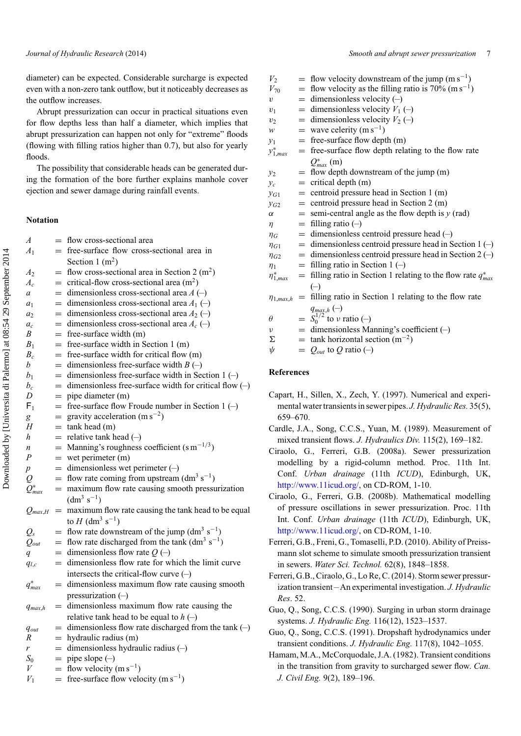diameter) can be expected. Considerable surcharge is expected even with a non-zero tank outflow, but it noticeably decreases as the outflow increases.

Abrupt pressurization can occur in practical situations even for flow depths less than half a diameter, which implies that abrupt pressurization can happen not only for "extreme" floods (flowing with filling ratios higher than 0.7), but also for yearly floods.

The possibility that considerable heads can be generated during the formation of the bore further explains manhole cover ejection and sewer damage during rainfall events.

## Notation

$A$ = flow cross-sectional area
$A_1$ = free-surface flow cross-sectional area in Section 1 ($m^2$)
$A_2$ = flow cross-sectional area in Section 2 ($m^2$)
$A_c$ = critical-flow cross-sectional area ($m^2$)
$a$ = dimensionless cross-sectional area $A$ (–)
$a_1$ = dimensionless cross-sectional area $A_1$ (–)
$a_2$ = dimensionless cross-sectional area $A_2$ (–)
$a_c$ = dimensionless cross-sectional area $A_c$ (–)
$B$ = free-surface width (m)
$B_1$ = free-surface width in Section 1 (m)
$B_c$ = free-surface width for critical flow (m)
$b$ = dimensionless free-surface width $B$ (–)
$b_1$ = dimensionless free-surface width in Section 1 (–)
$b_c$ = dimensionless free-surface width for critical flow (–)
$D$ = pipe diameter (m)
$\mathsf{F}_1$ = free-surface flow Froude number in Section 1 (–)
$g$ = gravity acceleration ($m\,s^{-2}$)
$H$ = tank head (m)
$h$ = relative tank head (–)
$n$ = Manning's roughness coefficient ($s\,m^{-1/3}$)
$P$ = wet perimeter (m)
$p$ = dimensionless wet perimeter (–)
$Q$ = flow rate coming from upstream ($dm^3\,s^{-1}$)
$Q^*_{max}$ = maximum flow rate causing smooth pressurization ($dm^3\,s^{-1}$)
$Q_{max,H}$ = maximum flow rate causing the tank head to be equal to $H$ ($dm^3\,s^{-1}$)
$Q_s$ = flow rate downstream of the jump ($dm^3\,s^{-1}$)
$Q_{out}$ = flow rate discharged from the tank ($dm^3\,s^{-1}$)
$q$ = dimensionless flow rate $Q$ (–)
$q_{l,c}$ = dimensionless flow rate for which the limit curve intersects the critical-flow curve (–)
$q^*_{max}$ = dimensionless maximum flow rate causing smooth pressurization (–)
$q_{max,h}$ = dimensionless maximum flow rate causing the relative tank head to be equal to $h$ (–)
$q_{out}$ = dimensionless flow rate discharged from the tank (–)
$R$ = hydraulic radius (m)
$r$ = dimensionless hydraulic radius (–)
$S_0$ = pipe slope (–)
$V$ = flow velocity ($m\,s^{-1}$)
$V_1$ = free-surface flow velocity ($m\,s^{-1}$)
$V_2$ = flow velocity downstream of the jump ($m\,s^{-1}$)
$V_{70}$ = flow velocity as the filling ratio is 70% ($m\,s^{-1}$)
$v$ = dimensionless velocity (–)
$v_1$ = dimensionless velocity $V_1$ (–)
$v_2$ = dimensionless velocity $V_2$ (–)
$w$ = wave celerity ($m\,s^{-1}$)
$y_1$ = free-surface flow depth (m)
$y^*_{1,max}$ = free-surface flow depth relating to the flow rate $Q^*_{max}$ (m)
$y_2$ = flow depth downstream of the jump (m)
$y_c$ = critical depth (m)
$y_{G1}$ = centroid pressure head in Section 1 (m)
$y_{G2}$ = centroid pressure head in Section 2 (m)
$\alpha$ = semi-central angle as the flow depth is $y$ (rad)
$\eta$ = filling ratio (–)
$\eta_G$ = dimensionless centroid pressure head (–)
$\eta_{G1}$ = dimensionless centroid pressure head in Section 1 (–)
$\eta_{G2}$ = dimensionless centroid pressure head in Section 2 (–)
$\eta_1$ = filling ratio in Section 1 (–)
$\eta^*_{1,max}$ = filling ratio in Section 1 relating to the flow rate $q^*_{max}$ (–)
$\eta_{1,max,h}$ = filling ratio in Section 1 relating to the flow rate $q_{max,h}$ (–)
$\theta$ = $S_0^{1/2}$ to $\nu$ ratio (–)
$\nu$ = dimensionless Manning's coefficient (–)
$\Sigma$ = tank horizontal section ($m^{-2}$)
$\psi$ = $Q_{out}$ to $Q$ ratio (–)

## References

Capart, H., Sillen, X., Zech, Y. (1997). Numerical and experimental water transients in sewer pipes. *J. Hydraulic Res.* 35(5), 659–670.

Cardle, J.A., Song, C.C.S., Yuan, M. (1989). Measurement of mixed transient flows. *J. Hydraulics Div.* 115(2), 169–182.

Ciraolo, G., Ferreri, G.B. (2008a). Sewer pressurization modelling by a rigid-column method. Proc. 11th Int. Conf. *Urban drainage* (11th *ICUD*), Edinburgh, UK, http://www.11icud.org/, on CD-ROM, 1-10.

Ciraolo, G., Ferreri, G.B. (2008b). Mathematical modelling of pressure oscillations in sewer pressurization. Proc. 11th Int. Conf. *Urban drainage* (11th *ICUD*), Edinburgh, UK, http://www.11icud.org/, on CD-ROM, 1-10.

Ferreri, G.B., Freni, G., Tomaselli, P.D. (2010). Ability of Preissmann slot scheme to simulate smooth pressurization transient in sewers. *Water Sci. Technol.* 62(8), 1848–1858.

Ferreri, G.B., Ciraolo, G., Lo Re, C. (2014). Storm sewer pressurization transient – An experimental investigation. *J. Hydraulic Res.* 52.

Guo, Q., Song, C.C.S. (1990). Surging in urban storm drainage systems. *J. Hydraulic Eng.* 116(12), 1523–1537.

Guo, Q., Song, C.C.S. (1991). Dropshaft hydrodynamics under transient conditions. *J. Hydraulic Eng.* 117(8), 1042–1055.

Hamam, M.A., McCorquodale, J.A. (1982). Transient conditions in the transition from gravity to surcharged sewer flow. *Can. J. Civil Eng.* 9(2), 189–196.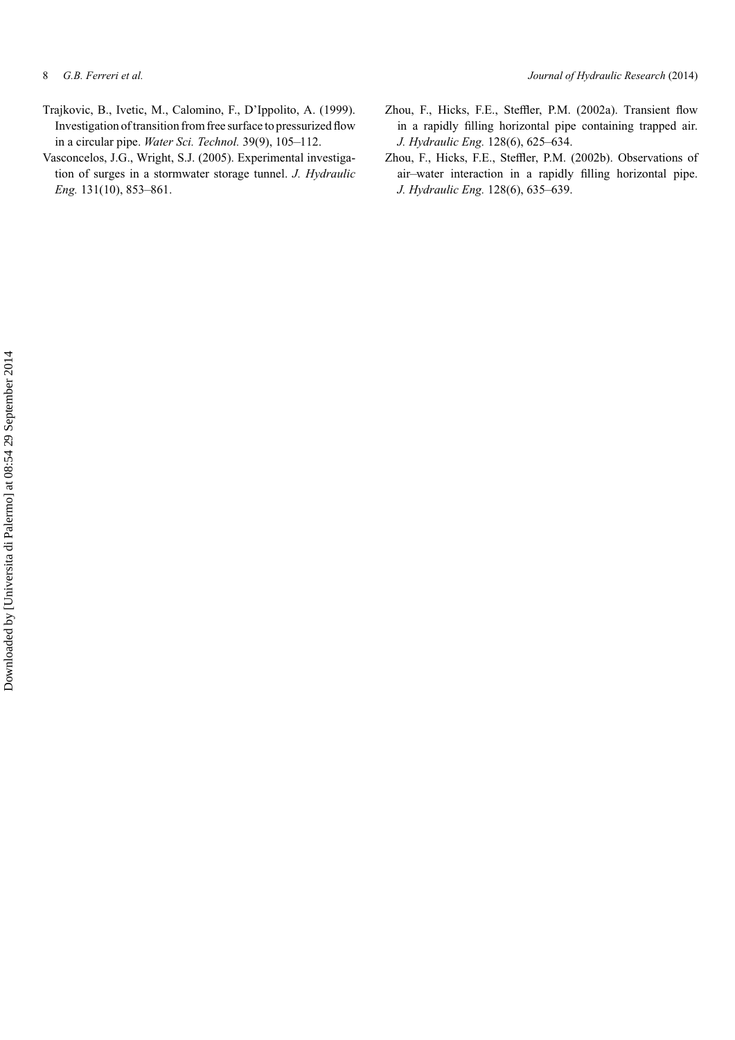Trajkovic, B., Ivetic, M., Calomino, F., D'Ippolito, A. (1999). Investigation of transition from free surface to pressurized flow in a circular pipe. *Water Sci. Technol.* 39(9), 105–112.

Vasconcelos, J.G., Wright, S.J. (2005). Experimental investigation of surges in a stormwater storage tunnel. *J. Hydraulic Eng.* 131(10), 853–861.

Zhou, F., Hicks, F.E., Steffler, P.M. (2002a). Transient flow in a rapidly filling horizontal pipe containing trapped air. *J. Hydraulic Eng.* 128(6), 625–634.

Zhou, F., Hicks, F.E., Steffler, P.M. (2002b). Observations of air–water interaction in a rapidly filling horizontal pipe. *J. Hydraulic Eng.* 128(6), 635–639.